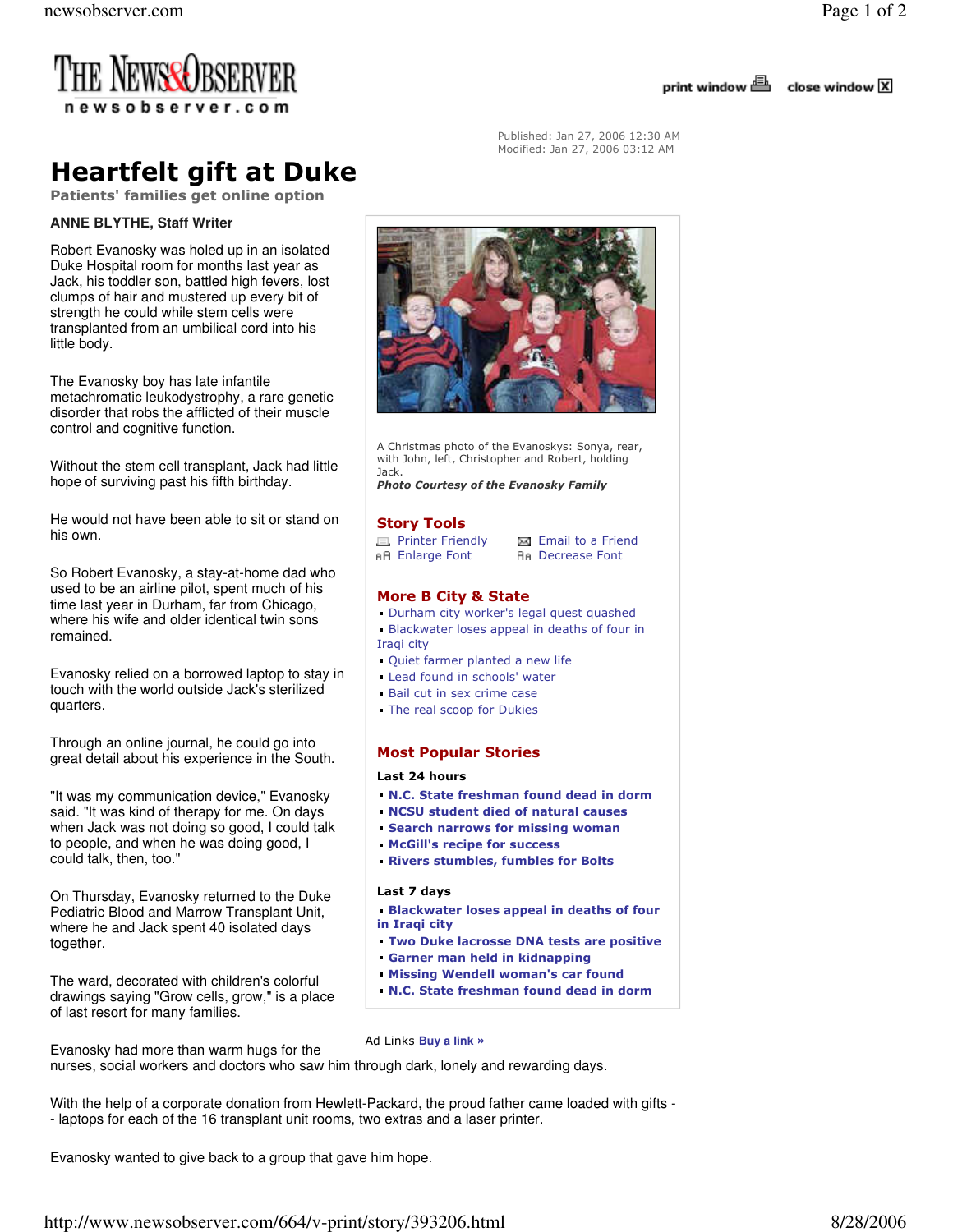# Heartfelt gift at Duke

**Patients' families get online option**

Published: Jan 27, 2006 12:30 AM
Modified: Jan 27, 2006 03:12 AM

**ANNE BLYTHE, Staff Writer**

Robert Evanosky was holed up in an isolated Duke Hospital room for months last year as Jack, his toddler son, battled high fevers, lost clumps of hair and mustered up every bit of strength he could while stem cells were transplanted from an umbilical cord into his little body.

The Evanosky boy has late infantile metachromatic leukodystrophy, a rare genetic disorder that robs the afflicted of their muscle control and cognitive function.

Without the stem cell transplant, Jack had little hope of surviving past his fifth birthday.

He would not have been able to sit or stand on his own.

So Robert Evanosky, a stay-at-home dad who used to be an airline pilot, spent much of his time last year in Durham, far from Chicago, where his wife and older identical twin sons remained.

Evanosky relied on a borrowed laptop to stay in touch with the world outside Jack's sterilized quarters.

Through an online journal, he could go into great detail about his experience in the South.

"It was my communication device," Evanosky said. "It was kind of therapy for me. On days when Jack was not doing so good, I could talk to people, and when he was doing good, I could talk, then, too."

On Thursday, Evanosky returned to the Duke Pediatric Blood and Marrow Transplant Unit, where he and Jack spent 40 isolated days together.

The ward, decorated with children's colorful drawings saying "Grow cells, grow," is a place of last resort for many families.

Evanosky had more than warm hugs for the nurses, social workers and doctors who saw him through dark, lonely and rewarding days.

With the help of a corporate donation from Hewlett-Packard, the proud father came loaded with gifts -- laptops for each of the 16 transplant unit rooms, two extras and a laser printer.

Evanosky wanted to give back to a group that gave him hope.

A Christmas photo of the Evanoskys: Sonya, rear, with John, left, Christopher and Robert, holding Jack.
*Photo Courtesy of the Evanosky Family*

**Story Tools**
- Printer Friendly
- Email to a Friend
- Enlarge Font
- Decrease Font

**More B City & State**
- Durham city worker's legal quest quashed
- Blackwater loses appeal in deaths of four in Iraqi city
- Quiet farmer planted a new life
- Lead found in schools' water
- Bail cut in sex crime case
- The real scoop for Dukies

**Most Popular Stories**

**Last 24 hours**
- N.C. State freshman found dead in dorm
- NCSU student died of natural causes
- Search narrows for missing woman
- McGill's recipe for success
- Rivers stumbles, fumbles for Bolts

**Last 7 days**
- Blackwater loses appeal in deaths of four in Iraqi city
- Two Duke lacrosse DNA tests are positive
- Garner man held in kidnapping
- Missing Wendell woman's car found
- N.C. State freshman found dead in dorm

Ad Links Buy a link »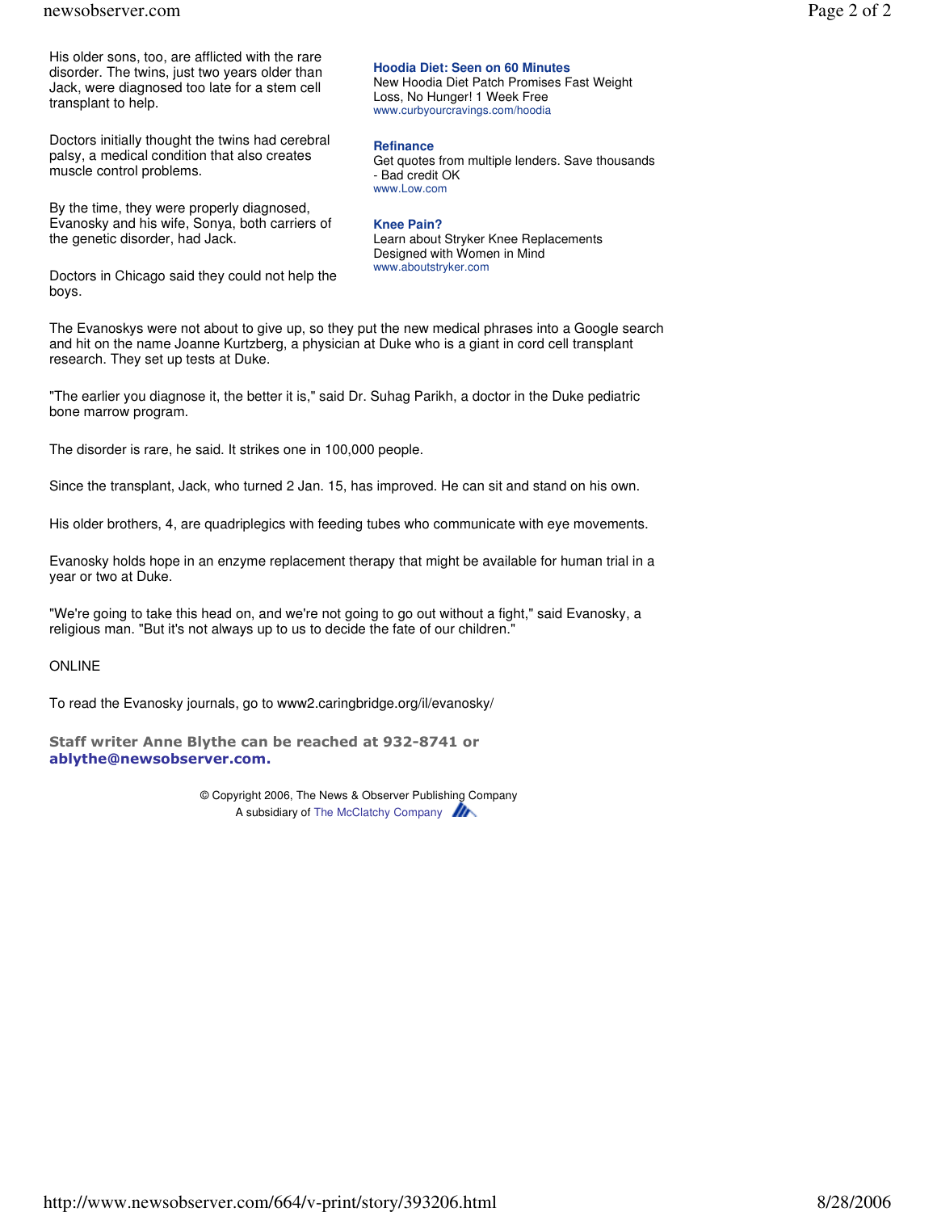His older sons, too, are afflicted with the rare disorder. The twins, just two years older than Jack, were diagnosed too late for a stem cell transplant to help.

Doctors initially thought the twins had cerebral palsy, a medical condition that also creates muscle control problems.

By the time, they were properly diagnosed, Evanosky and his wife, Sonya, both carriers of the genetic disorder, had Jack.

Doctors in Chicago said they could not help the boys.

**Hoodia Diet: Seen on 60 Minutes**
New Hoodia Diet Patch Promises Fast Weight Loss, No Hunger! 1 Week Free
www.curbyourcravings.com/hoodia

**Refinance**
Get quotes from multiple lenders. Save thousands - Bad credit OK
www.Low.com

**Knee Pain?**
Learn about Stryker Knee Replacements Designed with Women in Mind
www.aboutstryker.com

The Evanoskys were not about to give up, so they put the new medical phrases into a Google search and hit on the name Joanne Kurtzberg, a physician at Duke who is a giant in cord cell transplant research. They set up tests at Duke.

"The earlier you diagnose it, the better it is," said Dr. Suhag Parikh, a doctor in the Duke pediatric bone marrow program.

The disorder is rare, he said. It strikes one in 100,000 people.

Since the transplant, Jack, who turned 2 Jan. 15, has improved. He can sit and stand on his own.

His older brothers, 4, are quadriplegics with feeding tubes who communicate with eye movements.

Evanosky holds hope in an enzyme replacement therapy that might be available for human trial in a year or two at Duke.

"We're going to take this head on, and we're not going to go out without a fight," said Evanosky, a religious man. "But it's not always up to us to decide the fate of our children."

ONLINE

To read the Evanosky journals, go to www2.caringbridge.org/il/evanosky/

**Staff writer Anne Blythe can be reached at 932-8741 or ablythe@newsobserver.com.**

© Copyright 2006, The News & Observer Publishing Company
A subsidiary of The McClatchy Company